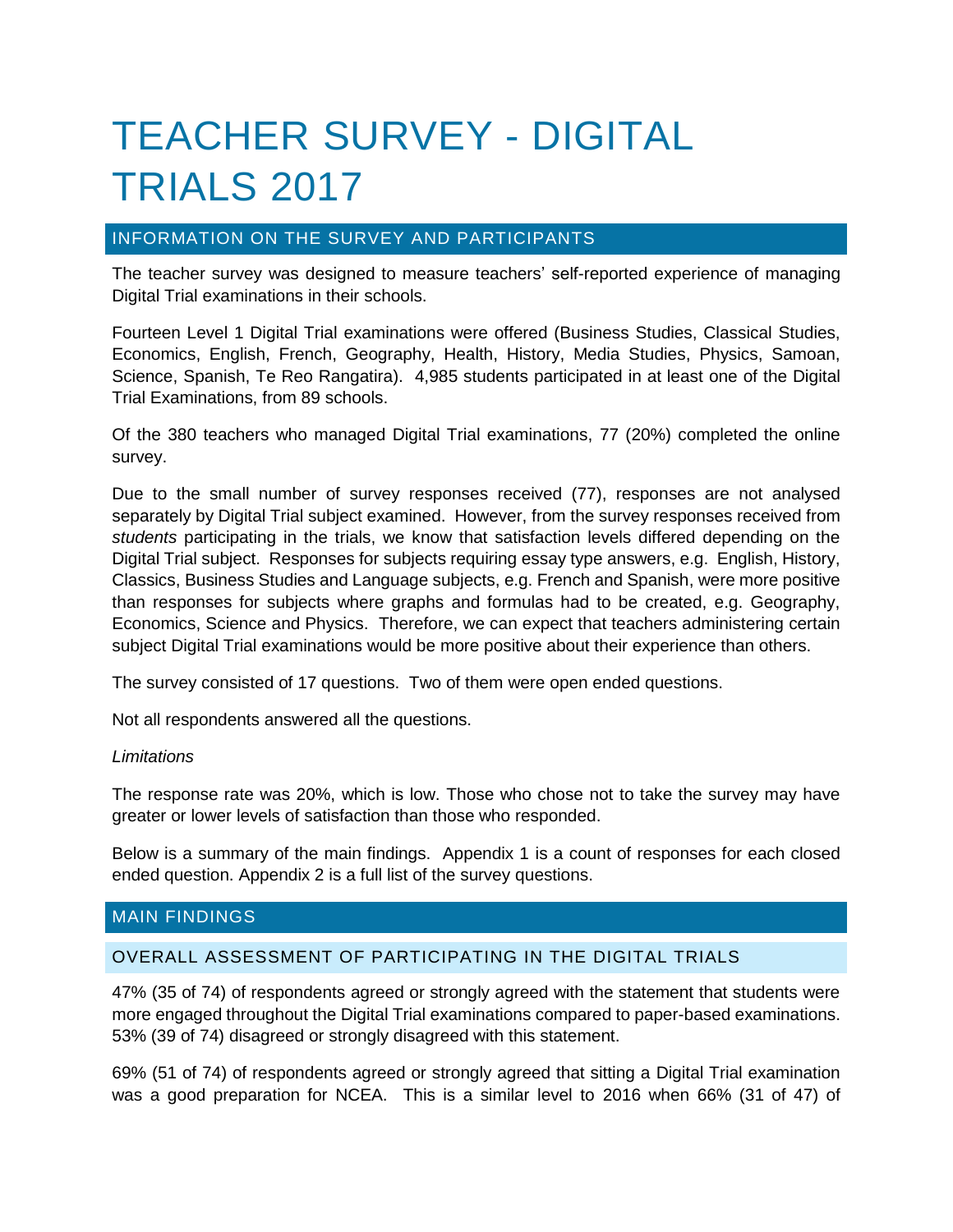# TEACHER SURVEY - DIGITAL TRIALS 2017

## INFORMATION ON THE SURVEY AND PARTICIPANTS

The teacher survey was designed to measure teachers' self-reported experience of managing Digital Trial examinations in their schools.

Fourteen Level 1 Digital Trial examinations were offered (Business Studies, Classical Studies, Economics, English, French, Geography, Health, History, Media Studies, Physics, Samoan, Science, Spanish, Te Reo Rangatira). 4,985 students participated in at least one of the Digital Trial Examinations, from 89 schools.

Of the 380 teachers who managed Digital Trial examinations, 77 (20%) completed the online survey.

Due to the small number of survey responses received (77), responses are not analysed separately by Digital Trial subject examined. However, from the survey responses received from *students* participating in the trials, we know that satisfaction levels differed depending on the Digital Trial subject. Responses for subjects requiring essay type answers, e.g. English, History, Classics, Business Studies and Language subjects, e.g. French and Spanish, were more positive than responses for subjects where graphs and formulas had to be created, e.g. Geography, Economics, Science and Physics. Therefore, we can expect that teachers administering certain subject Digital Trial examinations would be more positive about their experience than others.

The survey consisted of 17 questions. Two of them were open ended questions.

Not all respondents answered all the questions.

*Limitations*

The response rate was 20%, which is low. Those who chose not to take the survey may have greater or lower levels of satisfaction than those who responded.

Below is a summary of the main findings. Appendix 1 is a count of responses for each closed ended question. Appendix 2 is a full list of the survey questions.

## MAIN FINDINGS

### OVERALL ASSESSMENT OF PARTICIPATING IN THE DIGITAL TRIALS

47% (35 of 74) of respondents agreed or strongly agreed with the statement that students were more engaged throughout the Digital Trial examinations compared to paper-based examinations. 53% (39 of 74) disagreed or strongly disagreed with this statement.

69% (51 of 74) of respondents agreed or strongly agreed that sitting a Digital Trial examination was a good preparation for NCEA. This is a similar level to 2016 when 66% (31 of 47) of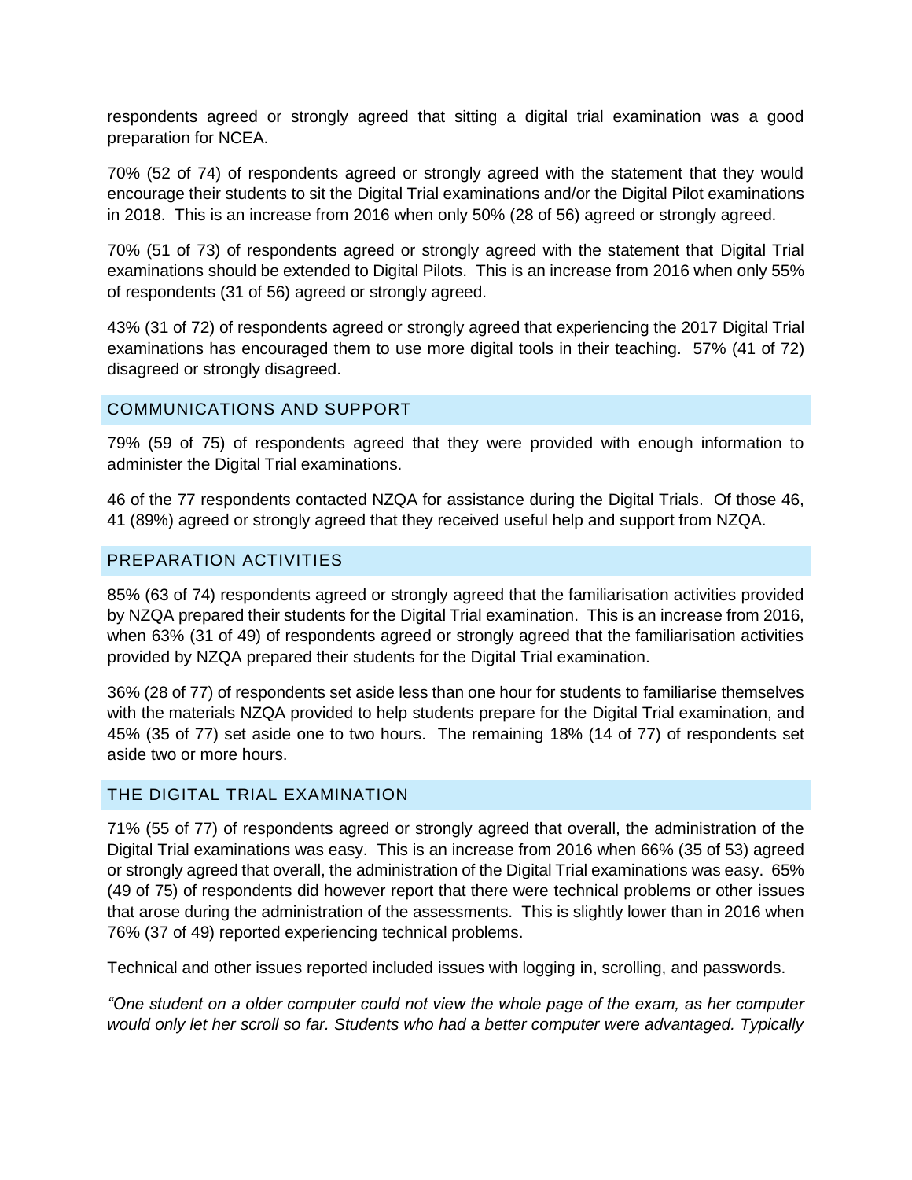respondents agreed or strongly agreed that sitting a digital trial examination was a good preparation for NCEA.

70% (52 of 74) of respondents agreed or strongly agreed with the statement that they would encourage their students to sit the Digital Trial examinations and/or the Digital Pilot examinations in 2018. This is an increase from 2016 when only 50% (28 of 56) agreed or strongly agreed.

70% (51 of 73) of respondents agreed or strongly agreed with the statement that Digital Trial examinations should be extended to Digital Pilots. This is an increase from 2016 when only 55% of respondents (31 of 56) agreed or strongly agreed.

43% (31 of 72) of respondents agreed or strongly agreed that experiencing the 2017 Digital Trial examinations has encouraged them to use more digital tools in their teaching. 57% (41 of 72) disagreed or strongly disagreed.

## COMMUNICATIONS AND SUPPORT

79% (59 of 75) of respondents agreed that they were provided with enough information to administer the Digital Trial examinations.

46 of the 77 respondents contacted NZQA for assistance during the Digital Trials. Of those 46, 41 (89%) agreed or strongly agreed that they received useful help and support from NZQA.

## PREPARATION ACTIVITIES

85% (63 of 74) respondents agreed or strongly agreed that the familiarisation activities provided by NZQA prepared their students for the Digital Trial examination. This is an increase from 2016, when 63% (31 of 49) of respondents agreed or strongly agreed that the familiarisation activities provided by NZQA prepared their students for the Digital Trial examination.

36% (28 of 77) of respondents set aside less than one hour for students to familiarise themselves with the materials NZQA provided to help students prepare for the Digital Trial examination, and 45% (35 of 77) set aside one to two hours. The remaining 18% (14 of 77) of respondents set aside two or more hours.

## THE DIGITAL TRIAL EXAMINATION

71% (55 of 77) of respondents agreed or strongly agreed that overall, the administration of the Digital Trial examinations was easy. This is an increase from 2016 when 66% (35 of 53) agreed or strongly agreed that overall, the administration of the Digital Trial examinations was easy. 65% (49 of 75) of respondents did however report that there were technical problems or other issues that arose during the administration of the assessments. This is slightly lower than in 2016 when 76% (37 of 49) reported experiencing technical problems.

Technical and other issues reported included issues with logging in, scrolling, and passwords.

*"One student on a older computer could not view the whole page of the exam, as her computer would only let her scroll so far. Students who had a better computer were advantaged. Typically*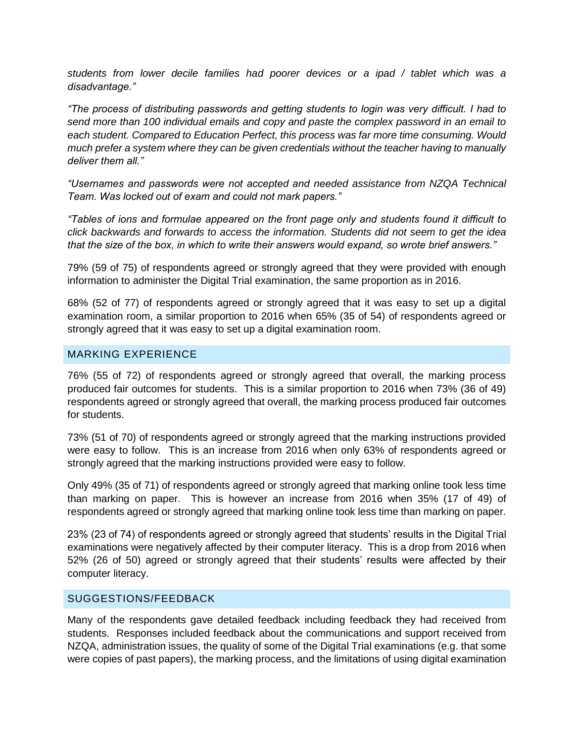*students from lower decile families had poorer devices or a ipad / tablet which was a disadvantage."*

*"The process of distributing passwords and getting students to login was very difficult. I had to send more than 100 individual emails and copy and paste the complex password in an email to each student. Compared to Education Perfect, this process was far more time consuming. Would much prefer a system where they can be given credentials without the teacher having to manually deliver them all."*

*"Usernames and passwords were not accepted and needed assistance from NZQA Technical Team. Was locked out of exam and could not mark papers."*

*"Tables of ions and formulae appeared on the front page only and students found it difficult to click backwards and forwards to access the information. Students did not seem to get the idea that the size of the box, in which to write their answers would expand, so wrote brief answers."*

79% (59 of 75) of respondents agreed or strongly agreed that they were provided with enough information to administer the Digital Trial examination, the same proportion as in 2016.

68% (52 of 77) of respondents agreed or strongly agreed that it was easy to set up a digital examination room, a similar proportion to 2016 when 65% (35 of 54) of respondents agreed or strongly agreed that it was easy to set up a digital examination room.

## MARKING EXPERIENCE

76% (55 of 72) of respondents agreed or strongly agreed that overall, the marking process produced fair outcomes for students. This is a similar proportion to 2016 when 73% (36 of 49) respondents agreed or strongly agreed that overall, the marking process produced fair outcomes for students.

73% (51 of 70) of respondents agreed or strongly agreed that the marking instructions provided were easy to follow. This is an increase from 2016 when only 63% of respondents agreed or strongly agreed that the marking instructions provided were easy to follow.

Only 49% (35 of 71) of respondents agreed or strongly agreed that marking online took less time than marking on paper. This is however an increase from 2016 when 35% (17 of 49) of respondents agreed or strongly agreed that marking online took less time than marking on paper.

23% (23 of 74) of respondents agreed or strongly agreed that students' results in the Digital Trial examinations were negatively affected by their computer literacy. This is a drop from 2016 when 52% (26 of 50) agreed or strongly agreed that their students' results were affected by their computer literacy.

## SUGGESTIONS/FEEDBACK

Many of the respondents gave detailed feedback including feedback they had received from students. Responses included feedback about the communications and support received from NZQA, administration issues, the quality of some of the Digital Trial examinations (e.g. that some were copies of past papers), the marking process, and the limitations of using digital examination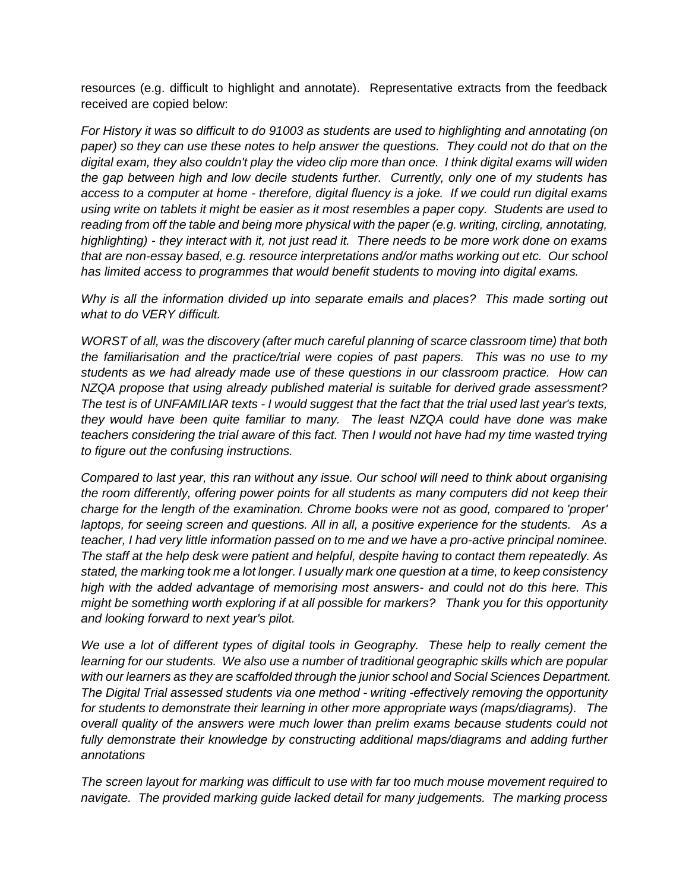resources (e.g. difficult to highlight and annotate). Representative extracts from the feedback received are copied below:

*For History it was so difficult to do 91003 as students are used to highlighting and annotating (on paper) so they can use these notes to help answer the questions. They could not do that on the digital exam, they also couldn't play the video clip more than once. I think digital exams will widen the gap between high and low decile students further. Currently, only one of my students has access to a computer at home - therefore, digital fluency is a joke. If we could run digital exams using write on tablets it might be easier as it most resembles a paper copy. Students are used to reading from off the table and being more physical with the paper (e.g. writing, circling, annotating, highlighting) - they interact with it, not just read it. There needs to be more work done on exams that are non-essay based, e.g. resource interpretations and/or maths working out etc. Our school has limited access to programmes that would benefit students to moving into digital exams.*

*Why is all the information divided up into separate emails and places? This made sorting out what to do VERY difficult.*

*WORST of all, was the discovery (after much careful planning of scarce classroom time) that both the familiarisation and the practice/trial were copies of past papers. This was no use to my students as we had already made use of these questions in our classroom practice. How can NZQA propose that using already published material is suitable for derived grade assessment? The test is of UNFAMILIAR texts - I would suggest that the fact that the trial used last year's texts, they would have been quite familiar to many. The least NZQA could have done was make teachers considering the trial aware of this fact. Then I would not have had my time wasted trying to figure out the confusing instructions.*

*Compared to last year, this ran without any issue. Our school will need to think about organising the room differently, offering power points for all students as many computers did not keep their charge for the length of the examination. Chrome books were not as good, compared to 'proper' laptops, for seeing screen and questions. All in all, a positive experience for the students. As a teacher, I had very little information passed on to me and we have a pro-active principal nominee. The staff at the help desk were patient and helpful, despite having to contact them repeatedly. As stated, the marking took me a lot longer. I usually mark one question at a time, to keep consistency high with the added advantage of memorising most answers- and could not do this here. This might be something worth exploring if at all possible for markers? Thank you for this opportunity and looking forward to next year's pilot.*

*We use a lot of different types of digital tools in Geography. These help to really cement the learning for our students. We also use a number of traditional geographic skills which are popular with our learners as they are scaffolded through the junior school and Social Sciences Department. The Digital Trial assessed students via one method - writing -effectively removing the opportunity for students to demonstrate their learning in other more appropriate ways (maps/diagrams). The overall quality of the answers were much lower than prelim exams because students could not fully demonstrate their knowledge by constructing additional maps/diagrams and adding further annotations*

*The screen layout for marking was difficult to use with far too much mouse movement required to navigate. The provided marking guide lacked detail for many judgements. The marking process*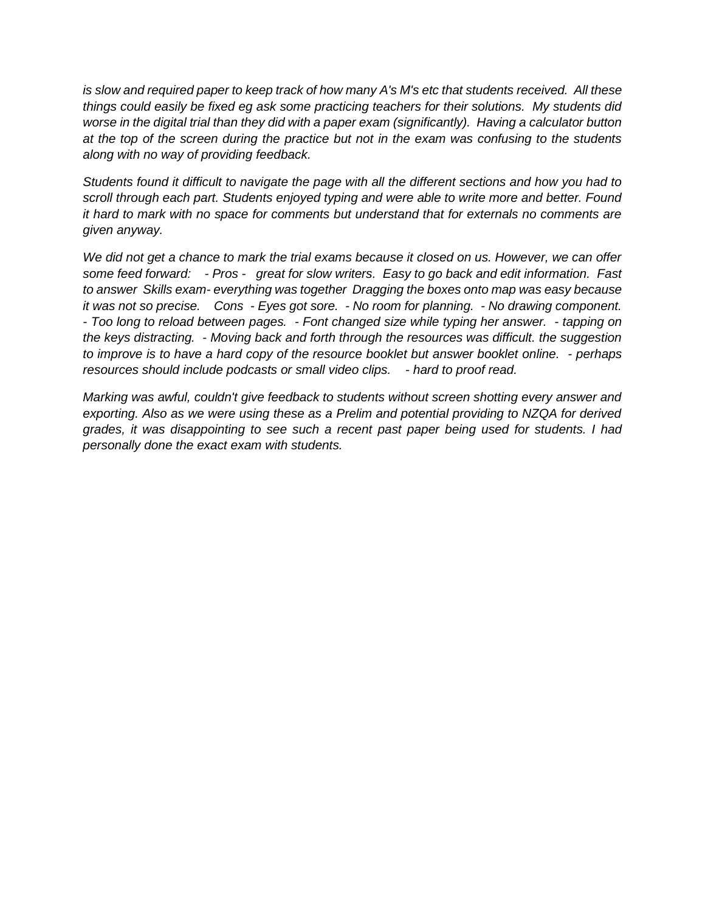*is slow and required paper to keep track of how many A's M's etc that students received. All these things could easily be fixed eg ask some practicing teachers for their solutions. My students did worse in the digital trial than they did with a paper exam (significantly). Having a calculator button at the top of the screen during the practice but not in the exam was confusing to the students along with no way of providing feedback.*

*Students found it difficult to navigate the page with all the different sections and how you had to scroll through each part. Students enjoyed typing and were able to write more and better. Found it hard to mark with no space for comments but understand that for externals no comments are given anyway.*

*We did not get a chance to mark the trial exams because it closed on us. However, we can offer some feed forward: - Pros - great for slow writers. Easy to go back and edit information. Fast to answer Skills exam- everything was together Dragging the boxes onto map was easy because it was not so precise. Cons - Eyes got sore. - No room for planning. - No drawing component. - Too long to reload between pages. - Font changed size while typing her answer. - tapping on the keys distracting. - Moving back and forth through the resources was difficult. the suggestion to improve is to have a hard copy of the resource booklet but answer booklet online. - perhaps resources should include podcasts or small video clips. - hard to proof read.*

*Marking was awful, couldn't give feedback to students without screen shotting every answer and exporting. Also as we were using these as a Prelim and potential providing to NZQA for derived grades, it was disappointing to see such a recent past paper being used for students. I had personally done the exact exam with students.*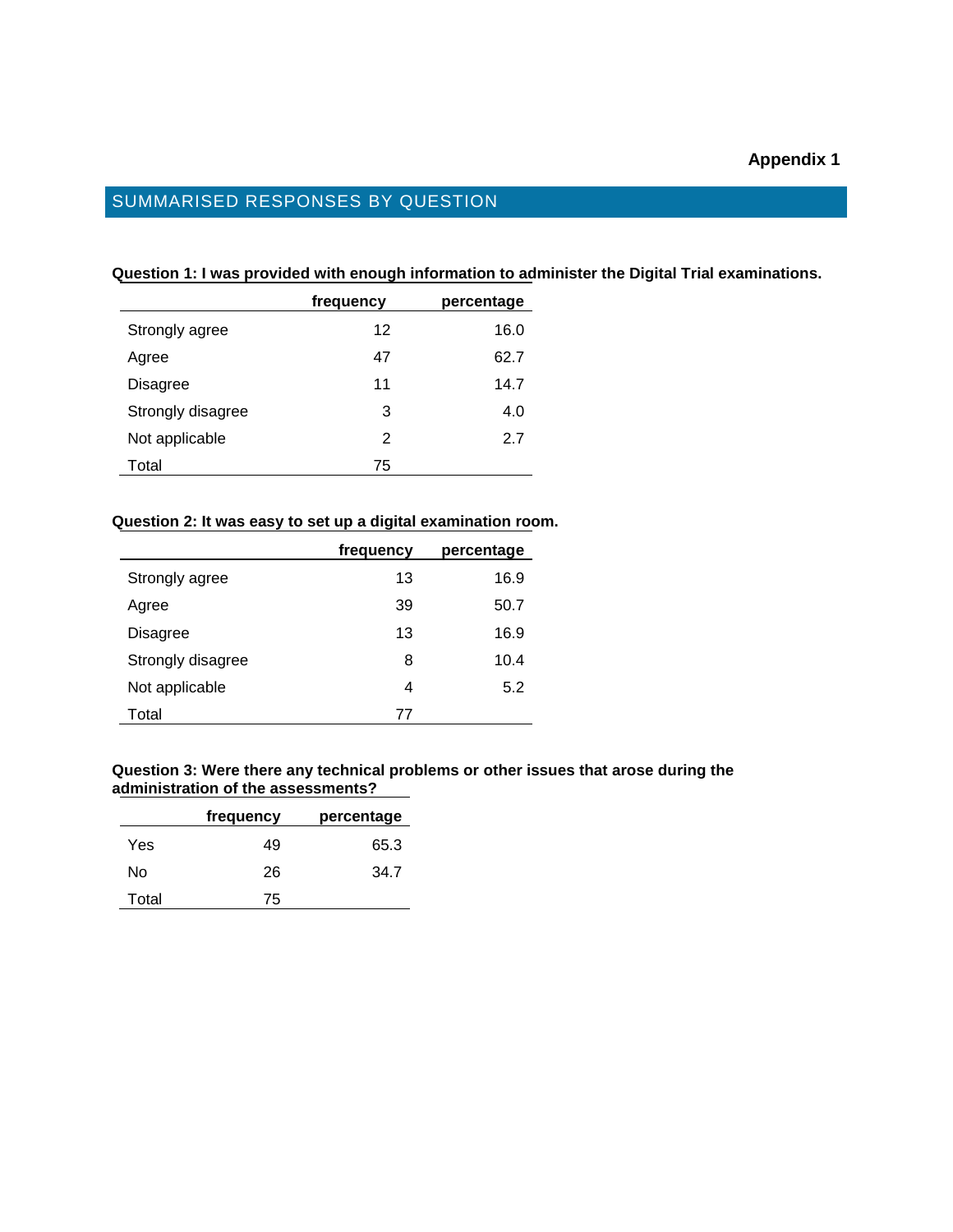**Appendix 1**

## SUMMARISED RESPONSES BY QUESTION

**Question 1: I was provided with enough information to administer the Digital Trial examinations.**

| | frequency | percentage |
|---|---|---|
| Strongly agree | 12 | 16.0 |
| Agree | 47 | 62.7 |
| Disagree | 11 | 14.7 |
| Strongly disagree | 3 | 4.0 |
| Not applicable | 2 | 2.7 |
| Total | 75 | |

**Question 2: It was easy to set up a digital examination room.**

| | frequency | percentage |
|---|---|---|
| Strongly agree | 13 | 16.9 |
| Agree | 39 | 50.7 |
| Disagree | 13 | 16.9 |
| Strongly disagree | 8 | 10.4 |
| Not applicable | 4 | 5.2 |
| Total | 77 | |

**Question 3: Were there any technical problems or other issues that arose during the administration of the assessments?**

| | frequency | percentage |
|---|---|---|
| Yes | 49 | 65.3 |
| No | 26 | 34.7 |
| Total | 75 | |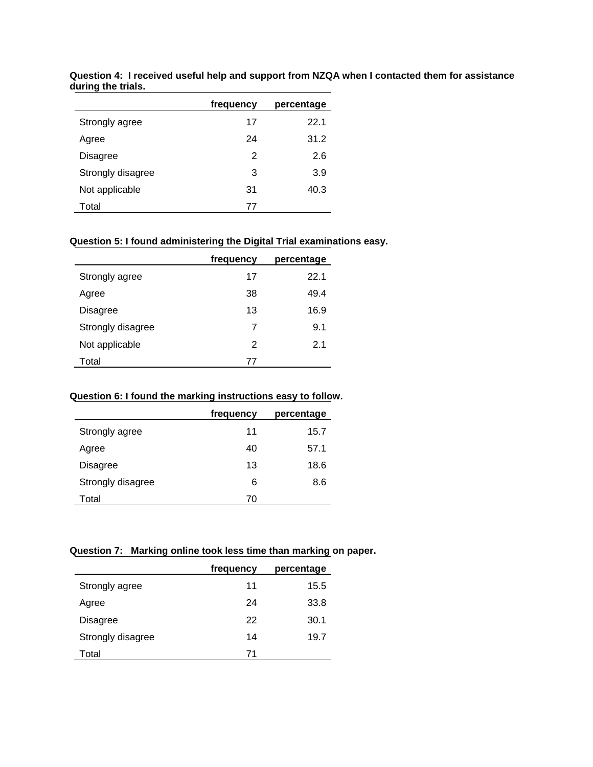**Question 4: I received useful help and support from NZQA when I contacted them for assistance during the trials.**

| | frequency | percentage |
|---|---|---|
| Strongly agree | 17 | 22.1 |
| Agree | 24 | 31.2 |
| Disagree | 2 | 2.6 |
| Strongly disagree | 3 | 3.9 |
| Not applicable | 31 | 40.3 |
| Total | 77 | |

**Question 5: I found administering the Digital Trial examinations easy.**

| | frequency | percentage |
|---|---|---|
| Strongly agree | 17 | 22.1 |
| Agree | 38 | 49.4 |
| Disagree | 13 | 16.9 |
| Strongly disagree | 7 | 9.1 |
| Not applicable | 2 | 2.1 |
| Total | 77 | |

**Question 6: I found the marking instructions easy to follow.**

| | frequency | percentage |
|---|---|---|
| Strongly agree | 11 | 15.7 |
| Agree | 40 | 57.1 |
| Disagree | 13 | 18.6 |
| Strongly disagree | 6 | 8.6 |
| Total | 70 | |

**Question 7: Marking online took less time than marking on paper.**

| | frequency | percentage |
|---|---|---|
| Strongly agree | 11 | 15.5 |
| Agree | 24 | 33.8 |
| Disagree | 22 | 30.1 |
| Strongly disagree | 14 | 19.7 |
| Total | 71 | |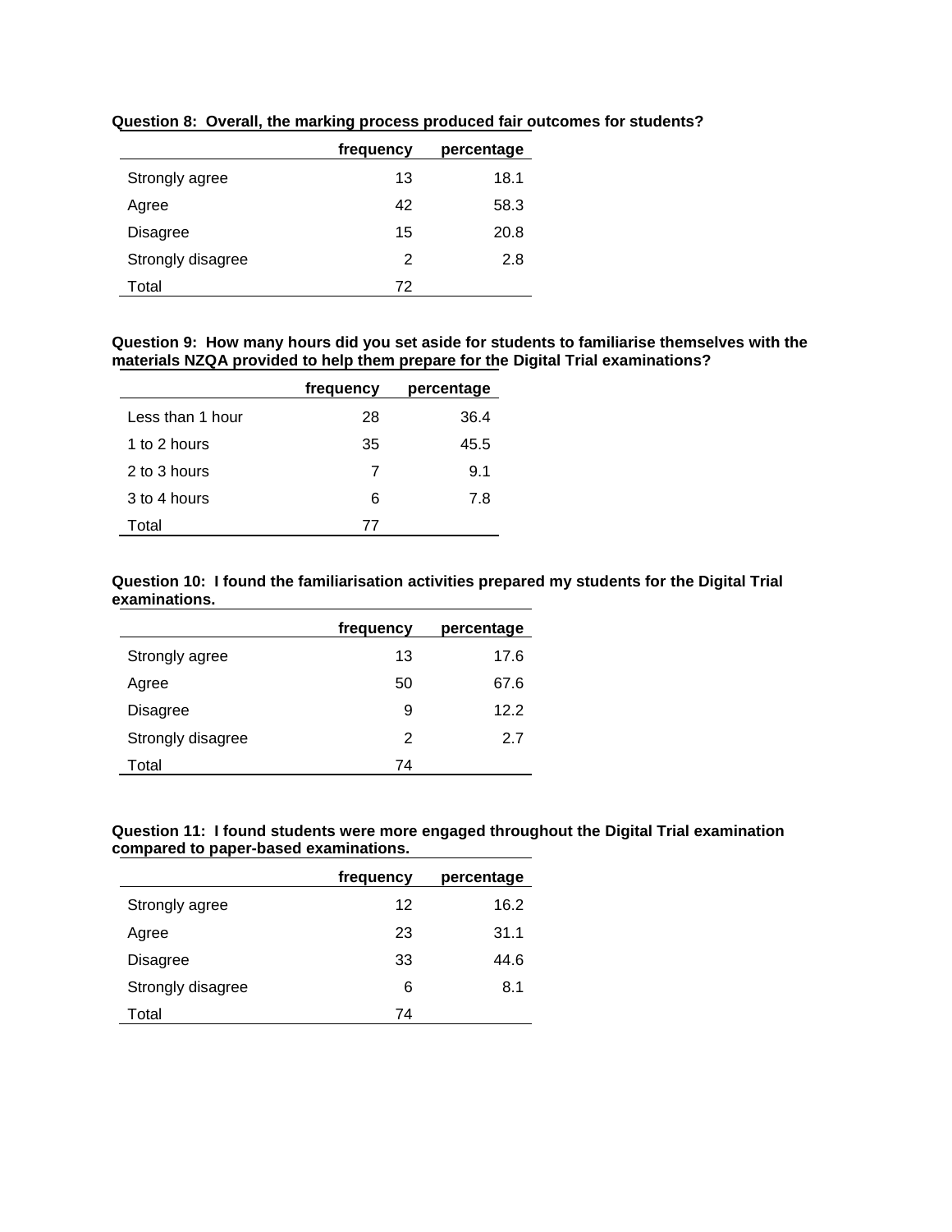**Question 8: Overall, the marking process produced fair outcomes for students?**

| | frequency | percentage |
|---|---|---|
| Strongly agree | 13 | 18.1 |
| Agree | 42 | 58.3 |
| Disagree | 15 | 20.8 |
| Strongly disagree | 2 | 2.8 |
| Total | 72 | |

**Question 9: How many hours did you set aside for students to familiarise themselves with the materials NZQA provided to help them prepare for the Digital Trial examinations?**

| | frequency | percentage |
|---|---|---|
| Less than 1 hour | 28 | 36.4 |
| 1 to 2 hours | 35 | 45.5 |
| 2 to 3 hours | 7 | 9.1 |
| 3 to 4 hours | 6 | 7.8 |
| Total | 77 | |

**Question 10: I found the familiarisation activities prepared my students for the Digital Trial examinations.**

| | frequency | percentage |
|---|---|---|
| Strongly agree | 13 | 17.6 |
| Agree | 50 | 67.6 |
| Disagree | 9 | 12.2 |
| Strongly disagree | 2 | 2.7 |
| Total | 74 | |

**Question 11: I found students were more engaged throughout the Digital Trial examination compared to paper-based examinations.**

| | frequency | percentage |
|---|---|---|
| Strongly agree | 12 | 16.2 |
| Agree | 23 | 31.1 |
| Disagree | 33 | 44.6 |
| Strongly disagree | 6 | 8.1 |
| Total | 74 | |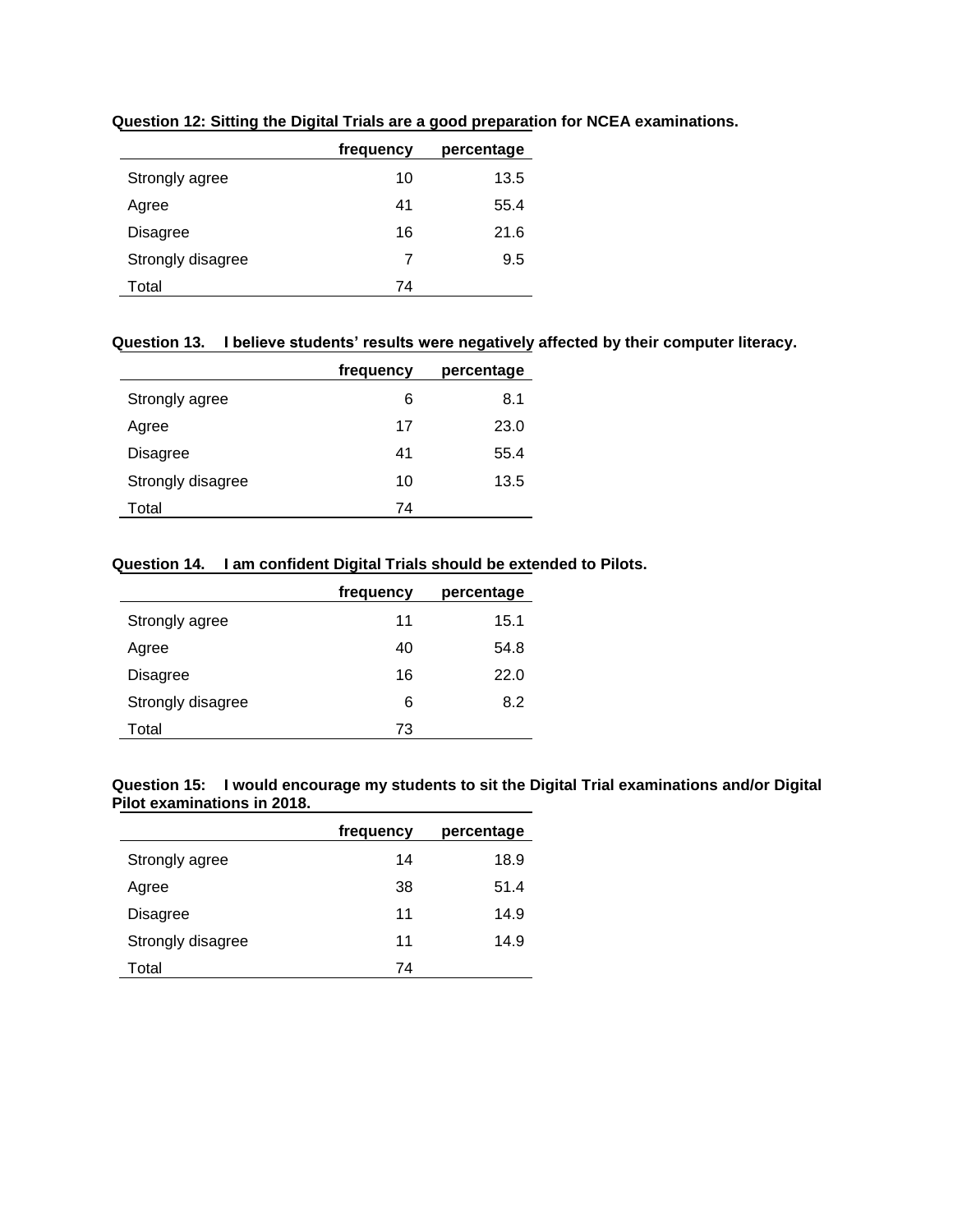**Question 12: Sitting the Digital Trials are a good preparation for NCEA examinations.**

| | frequency | percentage |
|---|---|---|
| Strongly agree | 10 | 13.5 |
| Agree | 41 | 55.4 |
| Disagree | 16 | 21.6 |
| Strongly disagree | 7 | 9.5 |
| Total | 74 | |

**Question 13. I believe students' results were negatively affected by their computer literacy.**

| | frequency | percentage |
|---|---|---|
| Strongly agree | 6 | 8.1 |
| Agree | 17 | 23.0 |
| Disagree | 41 | 55.4 |
| Strongly disagree | 10 | 13.5 |
| Total | 74 | |

**Question 14. I am confident Digital Trials should be extended to Pilots.**

| | frequency | percentage |
|---|---|---|
| Strongly agree | 11 | 15.1 |
| Agree | 40 | 54.8 |
| Disagree | 16 | 22.0 |
| Strongly disagree | 6 | 8.2 |
| Total | 73 | |

**Question 15: I would encourage my students to sit the Digital Trial examinations and/or Digital Pilot examinations in 2018.**

| | frequency | percentage |
|---|---|---|
| Strongly agree | 14 | 18.9 |
| Agree | 38 | 51.4 |
| Disagree | 11 | 14.9 |
| Strongly disagree | 11 | 14.9 |
| Total | 74 | |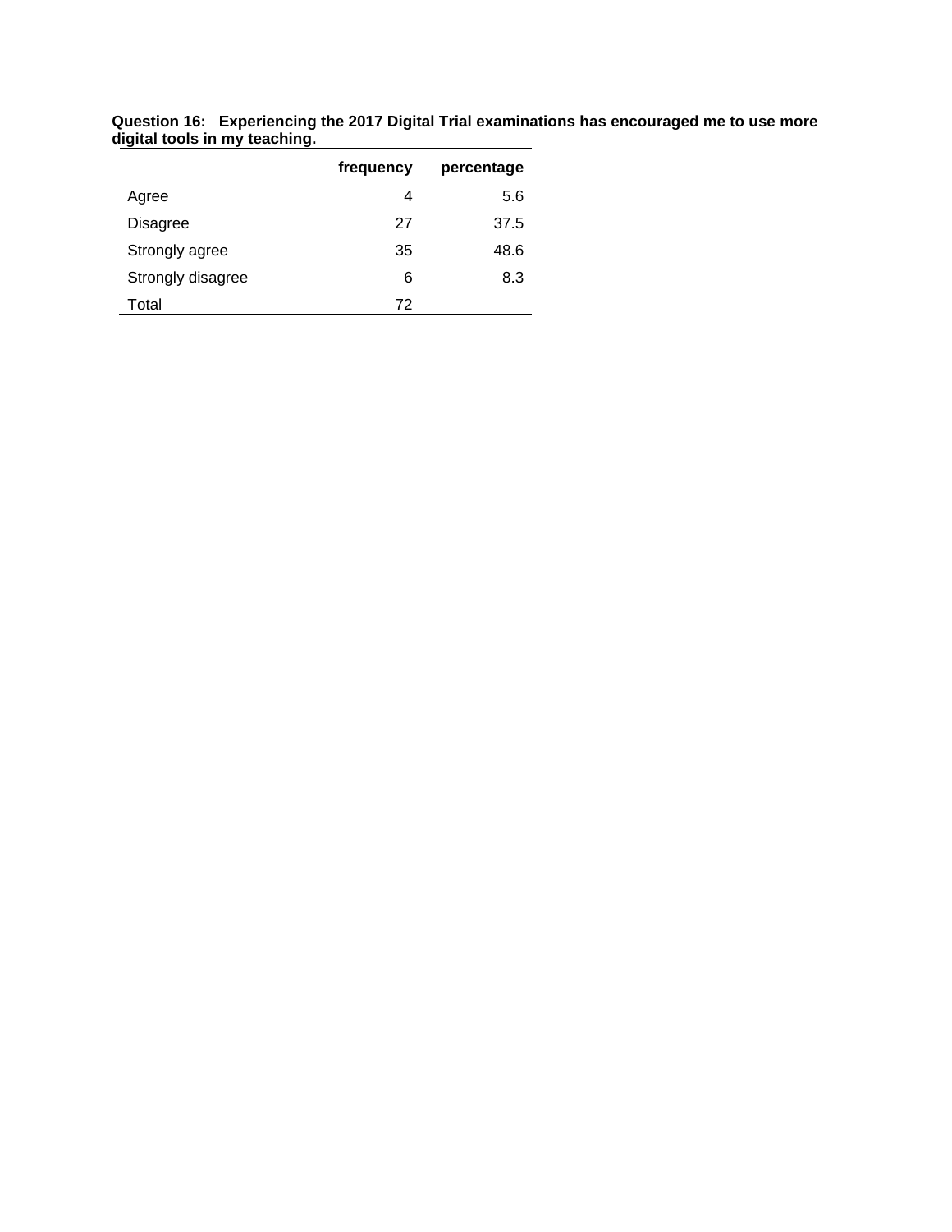**Question 16: Experiencing the 2017 Digital Trial examinations has encouraged me to use more digital tools in my teaching.**

| | frequency | percentage |
|---|---|---|
| Agree | 4 | 5.6 |
| Disagree | 27 | 37.5 |
| Strongly agree | 35 | 48.6 |
| Strongly disagree | 6 | 8.3 |
| Total | 72 | |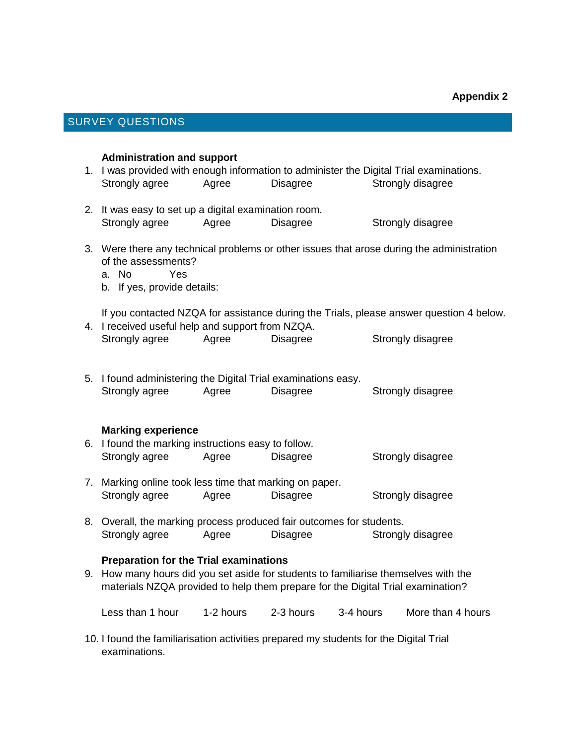**Appendix 2**

## SURVEY QUESTIONS

**Administration and support**

1. I was provided with enough information to administer the Digital Trial examinations.
   Strongly agree  Agree  Disagree  Strongly disagree

2. It was easy to set up a digital examination room.
   Strongly agree  Agree  Disagree  Strongly disagree

3. Were there any technical problems or other issues that arose during the administration of the assessments?
   a. No  Yes
   b. If yes, provide details:

   If you contacted NZQA for assistance during the Trials, please answer question 4 below.

4. I received useful help and support from NZQA.
   Strongly agree  Agree  Disagree  Strongly disagree

5. I found administering the Digital Trial examinations easy.
   Strongly agree  Agree  Disagree  Strongly disagree

**Marking experience**

6. I found the marking instructions easy to follow.
   Strongly agree  Agree  Disagree  Strongly disagree

7. Marking online took less time that marking on paper.
   Strongly agree  Agree  Disagree  Strongly disagree

8. Overall, the marking process produced fair outcomes for students.
   Strongly agree  Agree  Disagree  Strongly disagree

**Preparation for the Trial examinations**

9. How many hours did you set aside for students to familiarise themselves with the materials NZQA provided to help them prepare for the Digital Trial examination?

   Less than 1 hour  1-2 hours  2-3 hours  3-4 hours  More than 4 hours

10. I found the familiarisation activities prepared my students for the Digital Trial examinations.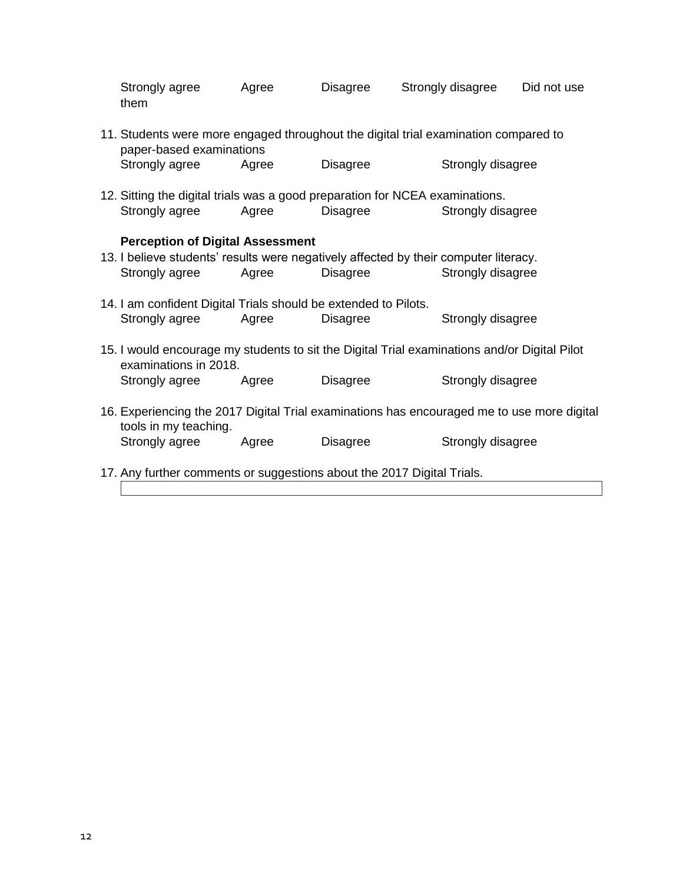Strongly agree  Agree  Disagree  Strongly disagree  Did not use them

11. Students were more engaged throughout the digital trial examination compared to paper-based examinations
    Strongly agree  Agree  Disagree  Strongly disagree

12. Sitting the digital trials was a good preparation for NCEA examinations.
    Strongly agree  Agree  Disagree  Strongly disagree

**Perception of Digital Assessment**

13. I believe students' results were negatively affected by their computer literacy.
    Strongly agree  Agree  Disagree  Strongly disagree

14. I am confident Digital Trials should be extended to Pilots.
    Strongly agree  Agree  Disagree  Strongly disagree

15. I would encourage my students to sit the Digital Trial examinations and/or Digital Pilot examinations in 2018.
    Strongly agree  Agree  Disagree  Strongly disagree

16. Experiencing the 2017 Digital Trial examinations has encouraged me to use more digital tools in my teaching.
    Strongly agree  Agree  Disagree  Strongly disagree

17. Any further comments or suggestions about the 2017 Digital Trials.